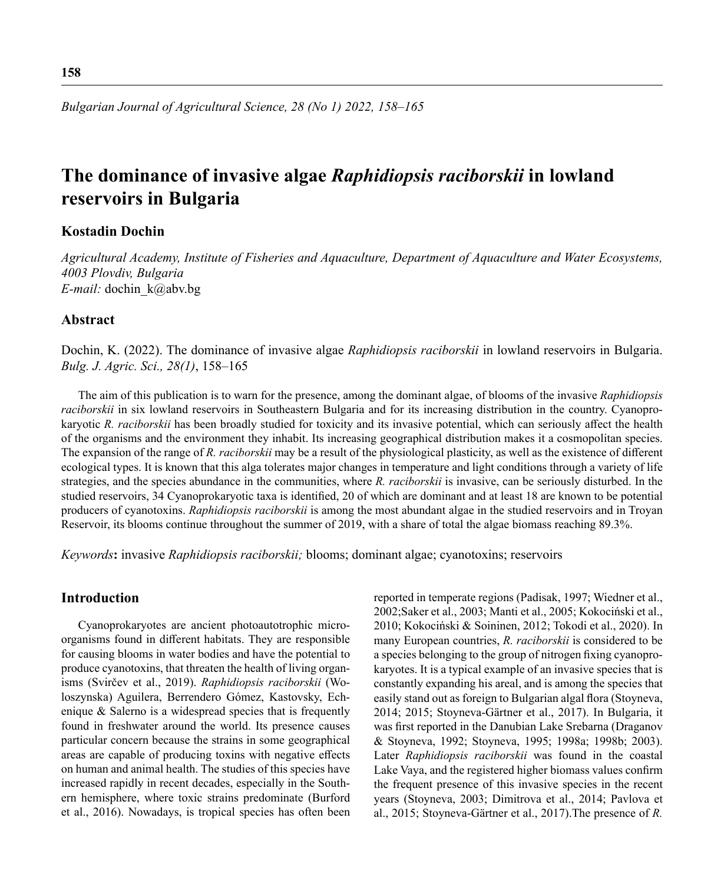# The dominance of invasive algae *Raphidiopsis raciborskii* in lowland reservoirs in Bulgaria

**Kostadin Dochin**

*Agricultural Academy, Institute of Fisheries and Aquaculture, Department of Aquaculture and Water Ecosystems, 4003 Plovdiv, Bulgaria*
*E-mail:* dochin_k@abv.bg

## Abstract

Dochin, K. (2022). The dominance of invasive algae *Raphidiopsis raciborskii* in lowland reservoirs in Bulgaria. *Bulg. J. Agric. Sci., 28(1)*, 158–165

The aim of this publication is to warn for the presence, among the dominant algae, of blooms of the invasive *Raphidiopsis raciborskii* in six lowland reservoirs in Southeastern Bulgaria and for its increasing distribution in the country. Cyanoprokaryotic *R. raciborskii* has been broadly studied for toxicity and its invasive potential, which can seriously affect the health of the organisms and the environment they inhabit. Its increasing geographical distribution makes it a cosmopolitan species. The expansion of the range of *R. raciborskii* may be a result of the physiological plasticity, as well as the existence of different ecological types. It is known that this alga tolerates major changes in temperature and light conditions through a variety of life strategies, and the species abundance in the communities, where *R. raciborskii* is invasive, can be seriously disturbed. In the studied reservoirs, 34 Cyanoprokaryotic taxa is identified, 20 of which are dominant and at least 18 are known to be potential producers of cyanotoxins. *Raphidiopsis raciborskii* is among the most abundant algae in the studied reservoirs and in Troyan Reservoir, its blooms continue throughout the summer of 2019, with a share of total the algae biomass reaching 89.3%.

*Keywords*: invasive *Raphidiopsis raciborskii;* blooms; dominant algae; cyanotoxins; reservoirs

## Introduction

Cyanoprokaryotes are ancient photoautotrophic microorganisms found in different habitats. They are responsible for causing blooms in water bodies and have the potential to produce cyanotoxins, that threaten the health of living organisms (Svirčev et al., 2019). *Raphidiopsis raciborskii* (Woloszynska) Aguilera, Berrendero Gómez, Kastovsky, Echenique & Salerno is a widespread species that is frequently found in freshwater around the world. Its presence causes particular concern because the strains in some geographical areas are capable of producing toxins with negative effects on human and animal health. The studies of this species have increased rapidly in recent decades, especially in the Southern hemisphere, where toxic strains predominate (Burford et al., 2016). Nowadays, is tropical species has often been reported in temperate regions (Padisak, 1997; Wiedner et al., 2002;Saker et al., 2003; Manti et al., 2005; Kokociński et al., 2010; Kokociński & Soininen, 2012; Tokodi et al., 2020). In many European countries, *R. raciborskii* is considered to be a species belonging to the group of nitrogen fixing cyanoprokaryotes. It is a typical example of an invasive species that is constantly expanding his areal, and is among the species that easily stand out as foreign to Bulgarian algal flora (Stoyneva, 2014; 2015; Stoyneva-Gärtner et al., 2017). In Bulgaria, it was first reported in the Danubian Lake Srebarna (Draganov & Stoyneva, 1992; Stoyneva, 1995; 1998a; 1998b; 2003). Later *Raphidiopsis raciborskii* was found in the coastal Lake Vaya, and the registered higher biomass values confirm the frequent presence of this invasive species in the recent years (Stoyneva, 2003; Dimitrova et al., 2014; Pavlova et al., 2015; Stoyneva-Gärtner et al., 2017).The presence of *R.*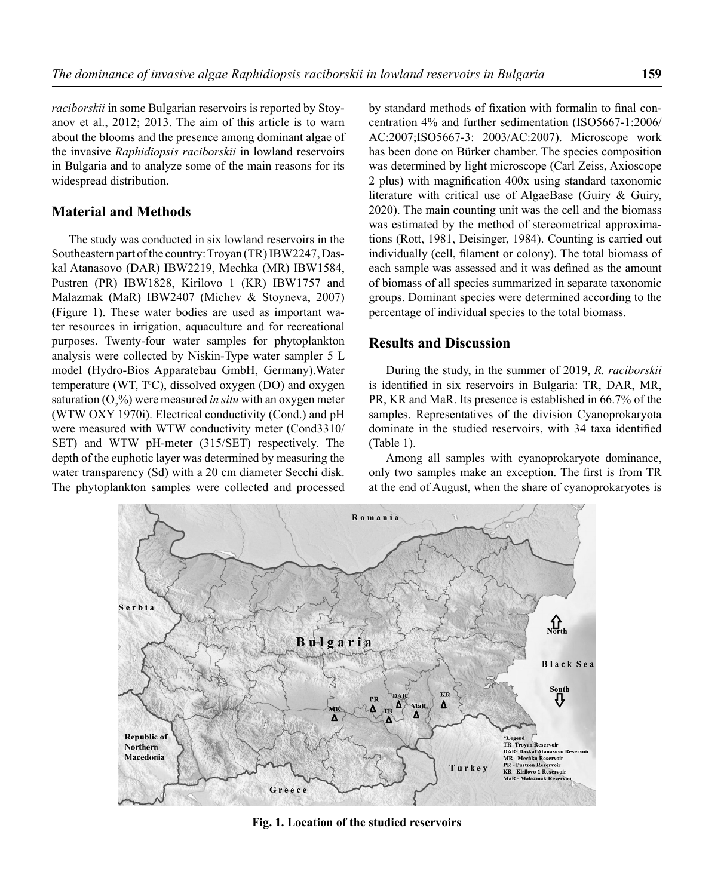*raciborskii* in some Bulgarian reservoirs is reported by Stoyanov et al., 2012; 2013. The aim of this article is to warn about the blooms and the presence among dominant algae of the invasive *Raphidiopsis raciborskii* in lowland reservoirs in Bulgaria and to analyze some of the main reasons for its widespread distribution.

## Material and Methods

The study was conducted in six lowland reservoirs in the Southeastern part of the country: Troyan (TR) IBW2247, Daskal Atanasovo (DAR) IBW2219, Mechka (MR) IBW1584, Pustren (PR) IBW1828, Kirilovo 1 (KR) IBW1757 and Malazmak (MaR) IBW2407 (Michev & Stoyneva, 2007) **(**Figure 1). These water bodies are used as important water resources in irrigation, aquaculture and for recreational purposes. Twenty-four water samples for phytoplankton analysis were collected by Niskin-Type water sampler 5 L model (Hydro-Bios Apparatebau GmbH, Germany).Water temperature (WT, T°C), dissolved oxygen (DO) and oxygen saturation ($O_2$%) were measured *in situ* with an oxygen meter (WTW OXY 1970i). Electrical conductivity (Cond.) and pH were measured with WTW conductivity meter (Cond3310/SET) and WTW pH-meter (315/SET) respectively. The depth of the euphotic layer was determined by measuring the water transparency (Sd) with a 20 cm diameter Secchi disk. The phytoplankton samples were collected and processed by standard methods of fixation with formalin to final concentration 4% and further sedimentation (ISO5667-1:2006/AC:2007;ISO5667-3: 2003/AC:2007). Microscope work has been done on Bürker chamber. The species composition was determined by light microscope (Carl Zeiss, Axioscope 2 plus) with magnification 400x using standard taxonomic literature with critical use of AlgaeBase (Guiry & Guiry, 2020). The main counting unit was the cell and the biomass was estimated by the method of stereometrical approximations (Rott, 1981, Deisinger, 1984). Counting is carried out individually (cell, filament or colony). The total biomass of each sample was assessed and it was defined as the amount of biomass of all species summarized in separate taxonomic groups. Dominant species were determined according to the percentage of individual species to the total biomass.

## Results and Discussion

During the study, in the summer of 2019, *R. raciborskii* is identified in six reservoirs in Bulgaria: TR, DAR, MR, PR, KR and MaR. Its presence is established in 66.7% of the samples. Representatives of the division Cyanoprokaryota dominate in the studied reservoirs, with 34 taxa identified (Table 1).

Among all samples with cyanoprokaryote dominance, only two samples make an exception. The first is from TR at the end of August, when the share of cyanoprokaryotes is

**Fig. 1. Location of the studied reservoirs**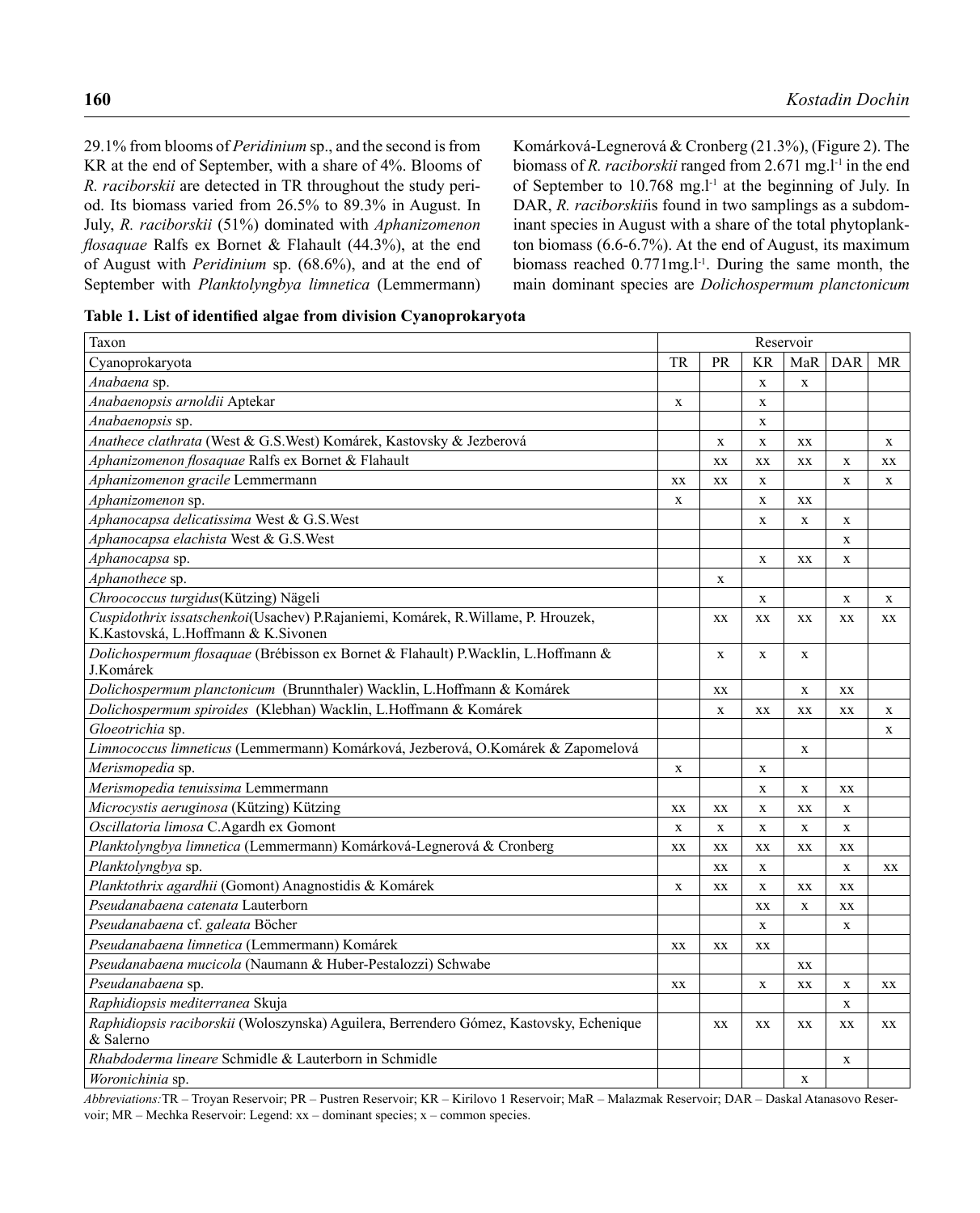29.1% from blooms of *Peridinium* sp., and the second is from KR at the end of September, with a share of 4%. Blooms of *R. raciborskii* are detected in TR throughout the study period. Its biomass varied from 26.5% to 89.3% in August. In July, *R. raciborskii* (51%) dominated with *Aphanizomenon flosaquae* Ralfs ex Bornet & Flahault (44.3%), at the end of August with *Peridinium* sp. (68.6%), and at the end of September with *Planktolyngbya limnetica* (Lemmermann) Komárková-Legnerová & Cronberg (21.3%), (Figure 2). The biomass of *R. raciborskii* ranged from 2.671 mg.l$^{-1}$ in the end of September to 10.768 mg.l$^{-1}$ at the beginning of July. In DAR, *R. raciborskii*is found in two samplings as a subdominant species in August with a share of the total phytoplankton biomass (6.6-6.7%). At the end of August, its maximum biomass reached 0.771mg.l$^{-1}$. During the same month, the main dominant species are *Dolichospermum planctonicum*

**Table 1. List of identified algae from division Cyanoprokaryota**

| Taxon | Reservoir | | | | | |
|---|---|---|---|---|---|---|
| Cyanoprokaryota | TR | PR | KR | MaR | DAR | MR |
| *Anabaena* sp. | | | x | x | | |
| *Anabaenopsis arnoldii* Aptekar | x | | x | | | |
| *Anabaenopsis* sp. | | | x | | | |
| *Anathece clathrata* (West & G.S.West) Komárek, Kastovsky & Jezberová | | x | x | xx | | x |
| *Aphanizomenon flosaquae* Ralfs ex Bornet & Flahault | | xx | xx | xx | x | xx |
| *Aphanizomenon gracile* Lemmermann | xx | xx | x | | x | x |
| *Aphanizomenon* sp. | x | | x | xx | | |
| *Aphanocapsa delicatissima* West & G.S.West | | | x | x | x | |
| *Aphanocapsa elachista* West & G.S.West | | | | | x | |
| *Aphanocapsa* sp. | | | x | xx | x | |
| *Aphanothece* sp. | | x | | | | |
| *Chroococcus turgidus*(Kützing) Nägeli | | | x | | x | x |
| *Cuspidothrix issatschenkoi*(Usachev) P.Rajaniemi, Komárek, R.Willame, P. Hrouzek, K.Kastovská, L.Hoffmann & K.Sivonen | | xx | xx | xx | xx | xx |
| *Dolichospermum flosaquae* (Brébisson ex Bornet & Flahault) P.Wacklin, L.Hoffmann & J.Komárek | | x | x | x | | |
| *Dolichospermum planctonicum* (Brunnthaler) Wacklin, L.Hoffmann & Komárek | | xx | | x | xx | |
| *Dolichospermum spiroides* (Klebhan) Wacklin, L.Hoffmann & Komárek | | x | xx | xx | xx | x |
| *Gloeotrichia* sp. | | | | | | x |
| *Limnococcus limneticus* (Lemmermann) Komárková, Jezberová, O.Komárek & Zapomelová | | | | x | | |
| *Merismopedia* sp. | x | | x | | | |
| *Merismopedia tenuissima* Lemmermann | | | x | x | xx | |
| *Microcystis aeruginosa* (Kützing) Kützing | xx | xx | x | xx | x | |
| *Oscillatoria limosa* C.Agardh ex Gomont | x | x | x | x | x | |
| *Planktolyngbya limnetica* (Lemmermann) Komárková-Legnerová & Cronberg | xx | xx | xx | xx | xx | |
| *Planktolyngbya* sp. | | xx | x | | x | xx |
| *Planktothrix agardhii* (Gomont) Anagnostidis & Komárek | x | xx | x | xx | xx | |
| *Pseudanabaena catenata* Lauterborn | | | xx | x | xx | |
| *Pseudanabaena* cf. *galeata* Böcher | | | x | | x | |
| *Pseudanabaena limnetica* (Lemmermann) Komárek | xx | xx | xx | | | |
| *Pseudanabaena mucicola* (Naumann & Huber-Pestalozzi) Schwabe | | | | xx | | |
| *Pseudanabaena* sp. | xx | | x | xx | x | xx |
| *Raphidiopsis mediterranea* Skuja | | | | | x | |
| *Raphidiopsis raciborskii* (Woloszynska) Aguilera, Berrendero Gómez, Kastovsky, Echenique & Salerno | | xx | xx | xx | xx | xx |
| *Rhabdoderma lineare* Schmidle & Lauterborn in Schmidle | | | | | x | |
| *Woronichinia* sp. | | | | x | | |

*Abbreviations:*TR – Troyan Reservoir; PR – Pustren Reservoir; KR – Kirilovo 1 Reservoir; MaR – Malazmak Reservoir; DAR – Daskal Atanasovo Reservoir; MR – Mechka Reservoir: Legend: xx – dominant species; x – common species.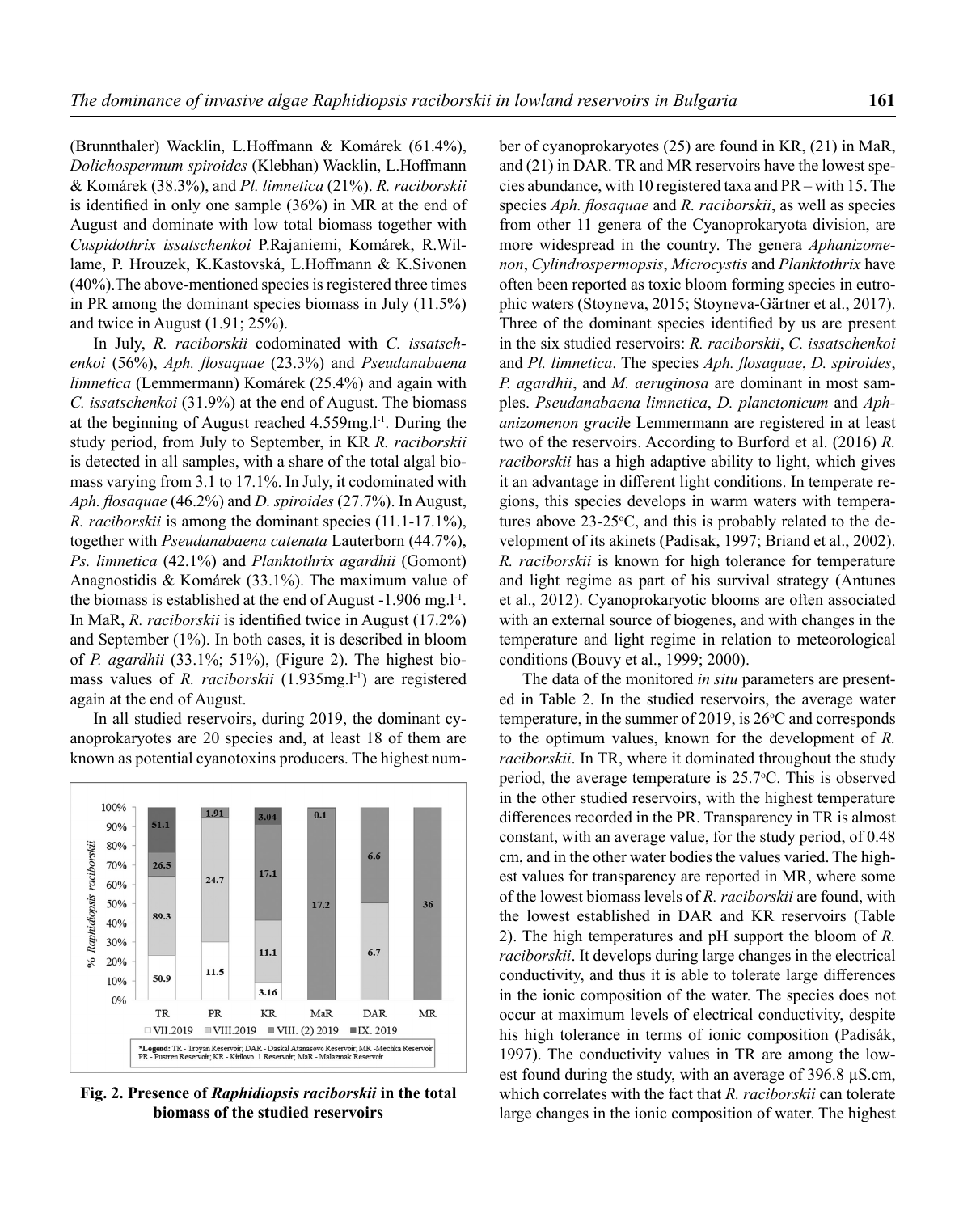(Brunnthaler) Wacklin, L.Hoffmann & Komárek (61.4%), *Dolichospermum spiroides* (Klebhan) Wacklin, L.Hoffmann & Komárek (38.3%), and *Pl. limnetica* (21%). *R. raciborskii* is identified in only one sample (36%) in MR at the end of August and dominate with low total biomass together with *Cuspidothrix issatschenkoi* P.Rajaniemi, Komárek, R.Willame, P. Hrouzek, K.Kastovská, L.Hoffmann & K.Sivonen (40%).The above-mentioned species is registered three times in PR among the dominant species biomass in July (11.5%) and twice in August (1.91; 25%).

In July, *R. raciborskii* codominated with *C. issatschenkoi* (56%), *Aph. flosaquae* (23.3%) and *Pseudanabaena limnetica* (Lemmermann) Komárek (25.4%) and again with *C. issatschenkoi* (31.9%) at the end of August. The biomass at the beginning of August reached 4.559mg.l$^{-1}$. During the study period, from July to September, in KR *R. raciborskii* is detected in all samples, with a share of the total algal biomass varying from 3.1 to 17.1%. In July, it codominated with *Aph. flosaquae* (46.2%) and *D. spiroides* (27.7%). In August, *R. raciborskii* is among the dominant species (11.1-17.1%), together with *Pseudanabaena catenata* Lauterborn (44.7%), *Ps. limnetica* (42.1%) and *Planktothrix agardhii* (Gomont) Anagnostidis & Komárek (33.1%). The maximum value of the biomass is established at the end of August -1.906 mg.l$^{-1}$. In MaR, *R. raciborskii* is identified twice in August (17.2%) and September (1%). In both cases, it is described in bloom of *P. agardhii* (33.1%; 51%), (Figure 2). The highest biomass values of *R. raciborskii* (1.935mg.l$^{-1}$) are registered again at the end of August.

In all studied reservoirs, during 2019, the dominant cyanoprokaryotes are 20 species and, at least 18 of them are known as potential cyanotoxins producers. The highest number of cyanoprokaryotes (25) are found in KR, (21) in MaR, and (21) in DAR. TR and MR reservoirs have the lowest species abundance, with 10 registered taxa and PR – with 15. The species *Aph. flosaquae* and *R. raciborskii*, as well as species from other 11 genera of the Cyanoprokaryota division, are more widespread in the country. The genera *Aphanizomenon*, *Cylindrospermopsis*, *Microcystis* and *Planktothrix* have often been reported as toxic bloom forming species in eutrophic waters (Stoyneva, 2015; Stoyneva-Gärtner et al., 2017). Three of the dominant species identified by us are present in the six studied reservoirs: *R. raciborskii*, *C. issatschenkoi* and *Pl. limnetica*. The species *Aph. flosaquae*, *D. spiroides*, *P. agardhii*, and *M. aeruginosa* are dominant in most samples. *Pseudanabaena limnetica*, *D. planctonicum* and *Aphanizomenon gracile* Lemmermann are registered in at least two of the reservoirs. According to Burford et al. (2016) *R. raciborskii* has a high adaptive ability to light, which gives it an advantage in different light conditions. In temperate regions, this species develops in warm waters with temperatures above 23-25°C, and this is probably related to the development of its akinets (Padisak, 1997; Briand et al., 2002). *R. raciborskii* is known for high tolerance for temperature and light regime as part of his survival strategy (Antunes et al., 2012). Cyanoprokaryotic blooms are often associated with an external source of biogenes, and with changes in the temperature and light regime in relation to meteorological conditions (Bouvy et al., 1999; 2000).

**Fig. 2. Presence of *Raphidiopsis raciborskii* in the total biomass of the studied reservoirs**

The data of the monitored *in situ* parameters are presented in Table 2. In the studied reservoirs, the average water temperature, in the summer of 2019, is 26°C and corresponds to the optimum values, known for the development of *R. raciborskii*. In TR, where it dominated throughout the study period, the average temperature is 25.7°C. This is observed in the other studied reservoirs, with the highest temperature differences recorded in the PR. Transparency in TR is almost constant, with an average value, for the study period, of 0.48 cm, and in the other water bodies the values varied. The highest values for transparency are reported in MR, where some of the lowest biomass levels of *R. raciborskii* are found, with the lowest established in DAR and KR reservoirs (Table 2). The high temperatures and pH support the bloom of *R. raciborskii*. It develops during large changes in the electrical conductivity, and thus it is able to tolerate large differences in the ionic composition of the water. The species does not occur at maximum levels of electrical conductivity, despite his high tolerance in terms of ionic composition (Padisák, 1997). The conductivity values in TR are among the lowest found during the study, with an average of 396.8 μS.cm, which correlates with the fact that *R. raciborskii* can tolerate large changes in the ionic composition of water. The highest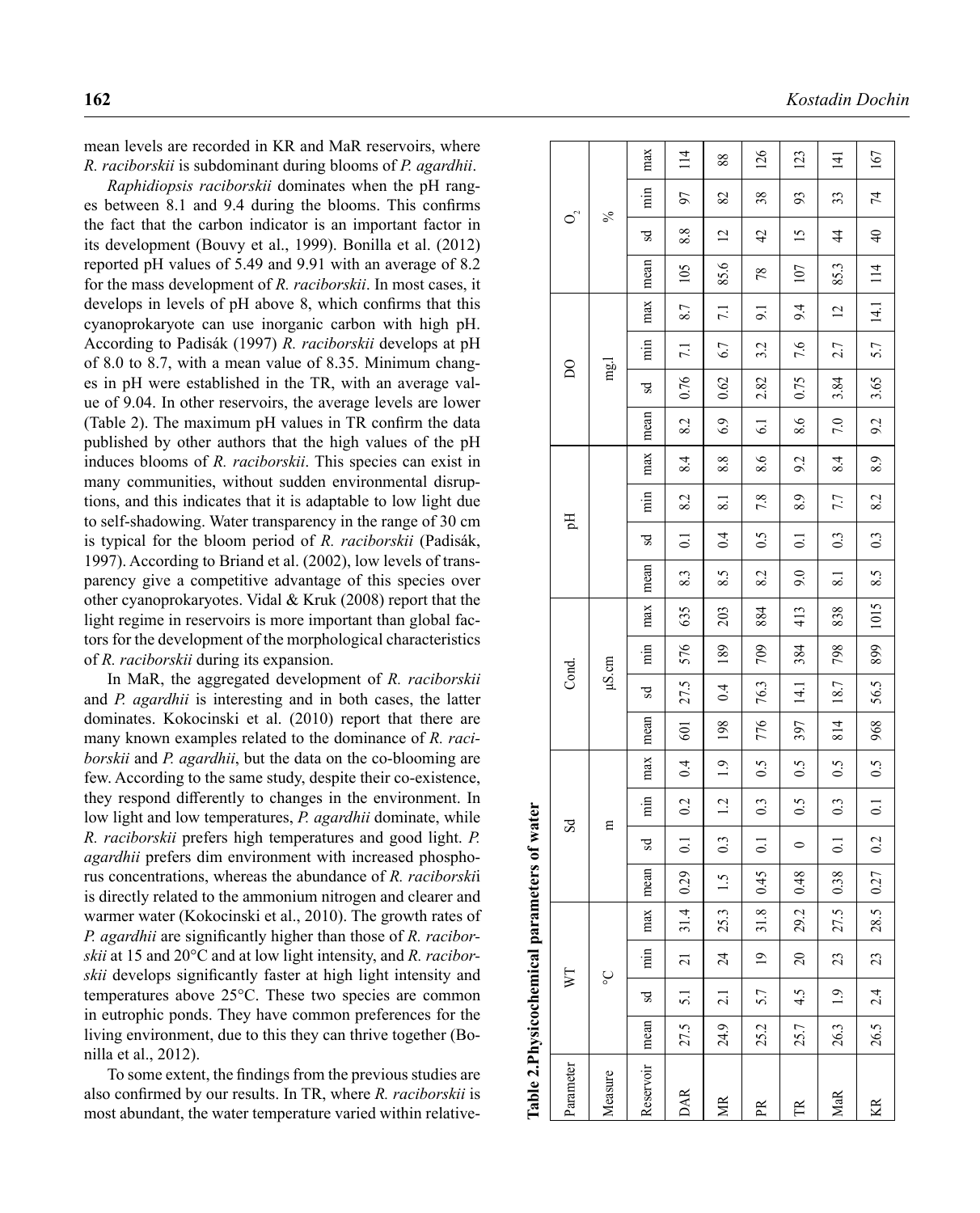mean levels are recorded in KR and MaR reservoirs, where *R. raciborskii* is subdominant during blooms of *P. agardhii*.

*Raphidiopsis raciborskii* dominates when the pH ranges between 8.1 and 9.4 during the blooms. This confirms the fact that the carbon indicator is an important factor in its development (Bouvy et al., 1999). Bonilla et al. (2012) reported pH values of 5.49 and 9.91 with an average of 8.2 for the mass development of *R. raciborskii*. In most cases, it develops in levels of pH above 8, which confirms that this cyanoprokaryote can use inorganic carbon with high pH. According to Padisák (1997) *R. raciborskii* develops at pH of 8.0 to 8.7, with a mean value of 8.35. Minimum changes in pH were established in the TR, with an average value of 9.04. In other reservoirs, the average levels are lower (Table 2). The maximum pH values in TR confirm the data published by other authors that the high values of the pH induces blooms of *R. raciborskii*. This species can exist in many communities, without sudden environmental disruptions, and this indicates that it is adaptable to low light due to self-shadowing. Water transparency in the range of 30 cm is typical for the bloom period of *R. raciborskii* (Padisák, 1997). According to Briand et al. (2002), low levels of transparency give a competitive advantage of this species over other cyanoprokaryotes. Vidal & Kruk (2008) report that the light regime in reservoirs is more important than global factors for the development of the morphological characteristics of *R. raciborskii* during its expansion.

In MaR, the aggregated development of *R. raciborskii* and *P. agardhii* is interesting and in both cases, the latter dominates. Kokocinski et al. (2010) report that there are many known examples related to the dominance of *R. raciborskii* and *P. agardhii*, but the data on the co-blooming are few. According to the same study, despite their co-existence, they respond differently to changes in the environment. In low light and low temperatures, *P. agardhii* dominate, while *R. raciborskii* prefers high temperatures and good light. *P. agardhii* prefers dim environment with increased phosphorus concentrations, whereas the abundance of *R. raciborskii* is directly related to the ammonium nitrogen and clearer and warmer water (Kokocinski et al., 2010). The growth rates of *P. agardhii* are significantly higher than those of *R. raciborskii* at 15 and 20°C and at low light intensity, and *R. raciborskii* develops significantly faster at high light intensity and temperatures above 25°C. These two species are common in eutrophic ponds. They have common preferences for the living environment, due to this they can thrive together (Bonilla et al., 2012).

To some extent, the findings from the previous studies are also confirmed by our results. In TR, where *R. raciborskii* is most abundant, the water temperature varied within relative-

**Table 2. Physicochemical parameters of water**

| Parameter | WT | | | | Sd | | | | Cond. | | | | pH | | | | DO | | | | $O_2$ | | | |
|---|---|---|---|---|---|---|---|---|---|---|---|---|---|---|---|---|---|---|---|---|---|---|---|---|
| Measure | °C | | | | m | | | | µS.cm | | | | | | | | mg.l | | | | % | | | |
| Reservoir | mean | sd | min | max | mean | sd | min | max | mean | sd | min | max | mean | sd | min | max | mean | sd | min | max | mean | sd | min | max |
| DAR | 27.5 | 5.1 | 21 | 31.4 | 0.29 | 0.1 | 0.2 | 0.4 | 601 | 27.5 | 576 | 635 | 8.3 | 0.1 | 8.2 | 8.4 | 8.2 | 0.76 | 7.1 | 8.7 | 105 | 8.8 | 97 | 114 |
| MR | 24.9 | 2.1 | 24 | 25.3 | 1.5 | 0.3 | 1.2 | 1.9 | 198 | 0.4 | 189 | 203 | 8.5 | 0.4 | 8.1 | 8.8 | 6.9 | 0.62 | 6.7 | 7.1 | 85.6 | 12 | 82 | 88 |
| PR | 25.2 | 5.7 | 19 | 31.8 | 0.45 | 0.1 | 0.3 | 0.5 | 776 | 76.3 | 709 | 884 | 8.2 | 0.5 | 7.8 | 8.6 | 6.1 | 2.82 | 3.2 | 9.1 | 78 | 42 | 38 | 126 |
| TR | 25.7 | 4.5 | 20 | 29.2 | 0.48 | 0 | 0.5 | 0.5 | 397 | 14.1 | 384 | 413 | 9.0 | 0.1 | 8.9 | 9.2 | 8.6 | 0.75 | 7.6 | 9.4 | 107 | 15 | 93 | 123 |
| MaR | 26.3 | 1.9 | 23 | 27.5 | 0.38 | 0.1 | 0.3 | 0.5 | 814 | 18.7 | 798 | 838 | 8.1 | 0.3 | 7.7 | 8.4 | 7.0 | 3.84 | 2.7 | 12 | 85.3 | 44 | 33 | 141 |
| KR | 26.5 | 2.4 | 23 | 28.5 | 0.27 | 0.2 | 0.1 | 0.5 | 968 | 56.5 | 899 | 1015 | 8.5 | 0.3 | 8.2 | 8.9 | 9.2 | 3.65 | 5.7 | 14.1 | 114 | 40 | 74 | 167 |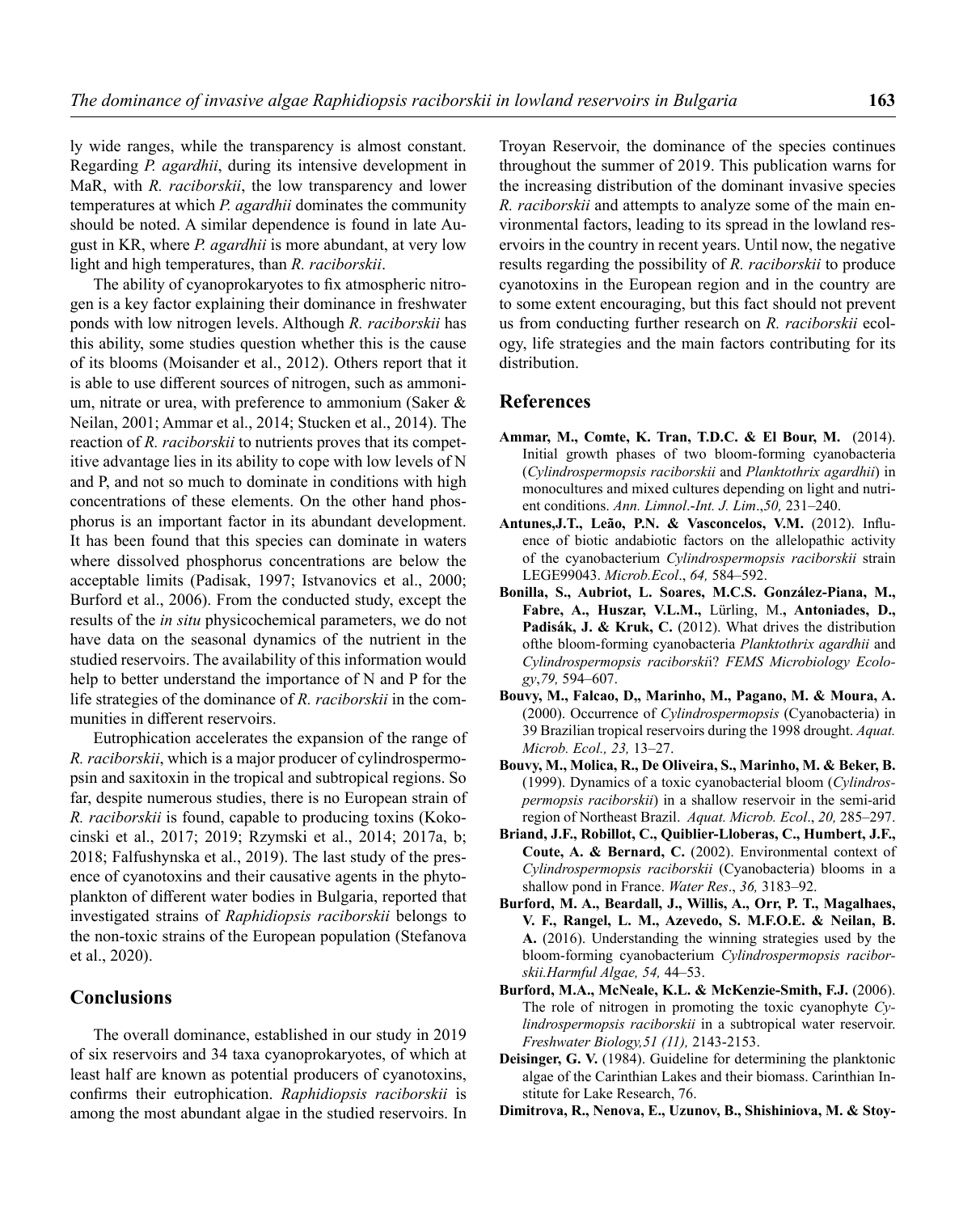ly wide ranges, while the transparency is almost constant. Regarding *P. agardhii*, during its intensive development in MaR, with *R. raciborskii*, the low transparency and lower temperatures at which *P. agardhii* dominates the community should be noted. A similar dependence is found in late August in KR, where *P. agardhii* is more abundant, at very low light and high temperatures, than *R. raciborskii*.

The ability of cyanoprokaryotes to fix atmospheric nitrogen is a key factor explaining their dominance in freshwater ponds with low nitrogen levels. Although *R. raciborskii* has this ability, some studies question whether this is the cause of its blooms (Moisander et al., 2012). Others report that it is able to use different sources of nitrogen, such as ammonium, nitrate or urea, with preference to ammonium (Saker & Neilan, 2001; Ammar et al., 2014; Stucken et al., 2014). The reaction of *R. raciborskii* to nutrients proves that its competitive advantage lies in its ability to cope with low levels of N and P, and not so much to dominate in conditions with high concentrations of these elements. On the other hand phosphorus is an important factor in its abundant development. It has been found that this species can dominate in waters where dissolved phosphorus concentrations are below the acceptable limits (Padisak, 1997; Istvanovics et al., 2000; Burford et al., 2006). From the conducted study, except the results of the *in situ* physicochemical parameters, we do not have data on the seasonal dynamics of the nutrient in the studied reservoirs. The availability of this information would help to better understand the importance of N and P for the life strategies of the dominance of *R. raciborskii* in the communities in different reservoirs.

Eutrophication accelerates the expansion of the range of *R. raciborskii*, which is a major producer of cylindrospermopsin and saxitoxin in the tropical and subtropical regions. So far, despite numerous studies, there is no European strain of *R. raciborskii* is found, capable to producing toxins (Kokocinski et al., 2017; 2019; Rzymski et al., 2014; 2017a, b; 2018; Falfushynska et al., 2019). The last study of the presence of cyanotoxins and their causative agents in the phytoplankton of different water bodies in Bulgaria, reported that investigated strains of *Raphidiopsis raciborskii* belongs to the non-toxic strains of the European population (Stefanova et al., 2020).

## Conclusions

The overall dominance, established in our study in 2019 of six reservoirs and 34 taxa cyanoprokaryotes, of which at least half are known as potential producers of cyanotoxins, confirms their eutrophication. *Raphidiopsis raciborskii* is among the most abundant algae in the studied reservoirs. In Troyan Reservoir, the dominance of the species continues throughout the summer of 2019. This publication warns for the increasing distribution of the dominant invasive species *R. raciborskii* and attempts to analyze some of the main environmental factors, leading to its spread in the lowland reservoirs in the country in recent years. Until now, the negative results regarding the possibility of *R. raciborskii* to produce cyanotoxins in the European region and in the country are to some extent encouraging, but this fact should not prevent us from conducting further research on *R. raciborskii* ecology, life strategies and the main factors contributing for its distribution.

## References

**Ammar, M., Comte, K. Tran, T.D.C. & El Bour, M.** (2014). Initial growth phases of two bloom-forming cyanobacteria (*Cylindrospermopsis raciborskii* and *Planktothrix agardhii*) in monocultures and mixed cultures depending on light and nutrient conditions. *Ann. Limnol.-Int. J. Lim*.,*50,* 231–240.

**Antunes,J.T., Leão, P.N. & Vasconcelos, V.M.** (2012). Influence of biotic andabiotic factors on the allelopathic activity of the cyanobacterium *Cylindrospermopsis raciborskii* strain LEGE99043. *Microb.Ecol*., *64,* 584–592.

**Bonilla, S., Aubriot, L. Soares, M.C.S. González-Piana, M., Fabre, A., Huszar, V.L.M.,** Lürling, M.**, Antoniades, D., Padisák, J. & Kruk, C.** (2012). What drives the distribution ofthe bloom-forming cyanobacteria *Planktothrix agardhii* and *Cylindrospermopsis raciborski*i? *FEMS Microbiology Ecology*,*79,* 594–607.

**Bouvy, M., Falcao, D,, Marinho, M., Pagano, M. & Moura, A.** (2000). Occurrence of *Cylindrospermopsis* (Cyanobacteria) in 39 Brazilian tropical reservoirs during the 1998 drought. *Aquat. Microb. Ecol., 23,* 13–27.

**Bouvy, M., Molica, R., De Oliveira, S., Marinho, M. & Beker, B.** (1999). Dynamics of a toxic cyanobacterial bloom (*Cylindrospermopsis raciborskii*) in a shallow reservoir in the semi-arid region of Northeast Brazil. *Aquat. Microb. Ecol*., *20,* 285–297.

**Briand, J.F., Robillot, C., Quiblier-Lloberas, C., Humbert, J.F., Coute, A. & Bernard, C.** (2002). Environmental context of *Cylindrospermopsis raciborskii* (Cyanobacteria) blooms in a shallow pond in France. *Water Res*., *36,* 3183–92.

**Burford, M. A., Beardall, J., Willis, A., Orr, P. T., Magalhaes, V. F., Rangel, L. M., Azevedo, S. M.F.O.E. & Neilan, B. A.** (2016). Understanding the winning strategies used by the bloom-forming cyanobacterium *Cylindrospermopsis raciborskii.Harmful Algae, 54,* 44–53.

**Burford, M.A., McNeale, K.L. & McKenzie-Smith, F.J.** (2006). The role of nitrogen in promoting the toxic cyanophyte *Cylindrospermopsis raciborskii* in a subtropical water reservoir. *Freshwater Biology,51 (11),* 2143-2153.

**Deisinger, G. V.** (1984). Guideline for determining the planktonic algae of the Carinthian Lakes and their biomass. Carinthian Institute for Lake Research, 76.

**Dimitrova, R., Nenova, E., Uzunov, B., Shishiniova, M. & Stoy-**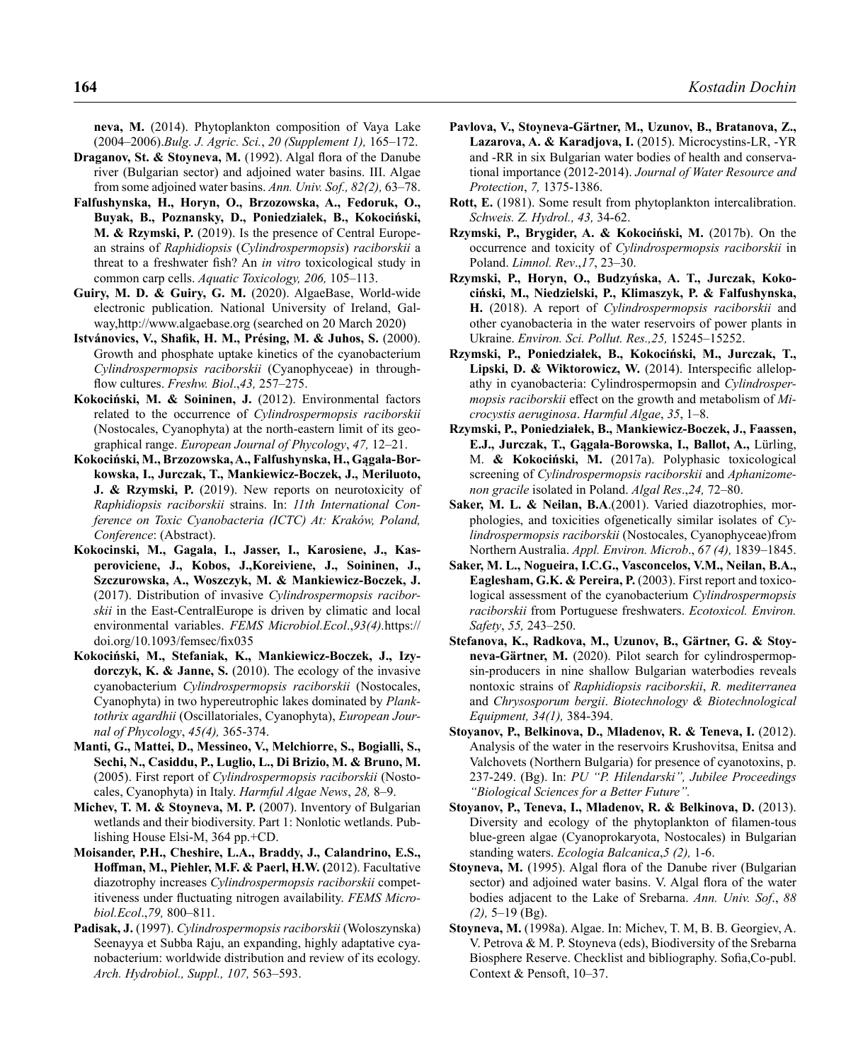**neva, M.** (2014). Phytoplankton composition of Vaya Lake (2004–2006).*Bulg. J. Agric. Sci.*, *20 (Supplement 1),* 165–172.

**Draganov, St. & Stoyneva, M.** (1992). Algal flora of the Danube river (Bulgarian sector) and adjoined water basins. III. Algae from some adjoined water basins. *Ann. Univ. Sof., 82(2),* 63–78.

**Falfushynska, H., Horyn, O., Brzozowska, A., Fedoruk, O., Buyak, B., Poznansky, D., Poniedziałek, B., Kokociński, M. & Rzymski, P.** (2019). Is the presence of Central European strains of *Raphidiopsis* (*Cylindrospermopsis*) *raciborskii* a threat to a freshwater fish? An *in vitro* toxicological study in common carp cells. *Aquatic Toxicology, 206,* 105–113.

**Guiry, M. D. & Guiry, G. M.** (2020). AlgaeBase, World-wide electronic publication. National University of Ireland, Galway,http://www.algaebase.org (searched on 20 March 2020)

**Istvánovics, V., Shafik, H. M., Présing, M. & Juhos, S.** (2000). Growth and phosphate uptake kinetics of the cyanobacterium *Cylindrospermopsis raciborskii* (Cyanophyceae) in throughflow cultures. *Freshw. Biol*.,*43,* 257–275.

**Kokociński, M. & Soininen, J.** (2012). Environmental factors related to the occurrence of *Cylindrospermopsis raciborskii* (Nostocales, Cyanophyta) at the north-eastern limit of its geographical range. *European Journal of Phycology*, *47,* 12–21.

**Kokociński, M., Brzozowska, A., Falfushynska, H., Gągała-Borkowska, I., Jurczak, T., Mankiewicz-Boczek, J., Meriluoto, J. & Rzymski, P.** (2019). New reports on neurotoxicity of *Raphidiopsis raciborskii* strains. In: *11th International Conference on Toxic Cyanobacteria (ICTC) At: Kraków, Poland, Conference*: (Abstract).

**Kokocinski, M., Gagala, I., Jasser, I., Karosiene, J., Kasperoviciene, J., Kobos, J.,Koreiviene, J., Soininen, J., Szczurowska, A., Woszczyk, M. & Mankiewicz-Boczek, J.** (2017). Distribution of invasive *Cylindrospermopsis raciborskii* in the East-CentralEurope is driven by climatic and local environmental variables. *FEMS Microbiol.Ecol*.,*93(4).*https://doi.org/10.1093/femsec/fix035

**Kokociński, M., Stefaniak, K., Mankiewicz-Boczek, J., Izydorczyk, K. & Janne, S.** (2010). The ecology of the invasive cyanobacterium *Cylindrospermopsis raciborskii* (Nostocales, Cyanophyta) in two hypereutrophic lakes dominated by *Planktothrix agardhii* (Oscillatoriales, Cyanophyta), *European Journal of Phycology*, *45(4),* 365-374.

**Manti, G., Mattei, D., Messineo, V., Melchiorre, S., Bogialli, S., Sechi, N., Casiddu, P., Luglio, L., Di Brizio, M. & Bruno, M.** (2005). First report of *Cylindrospermopsis raciborskii* (Nostocales, Cyanophyta) in Italy. *Harmful Algae News*, *28,* 8–9.

**Michev, T. M. & Stoyneva, M. P.** (2007). Inventory of Bulgarian wetlands and their biodiversity. Part 1: Nonlotic wetlands. Publishing House Elsi-M, 364 pp.+CD.

**Moisander, P.H., Cheshire, L.A., Braddy, J., Calandrino, E.S., Hoffman, M., Piehler, M.F. & Paerl, H.W. (**2012). Facultative diazotrophy increases *Cylindrospermopsis raciborskii* competitiveness under fluctuating nitrogen availability. *FEMS Microbiol.Ecol*.,*79,* 800–811.

**Padisak, J.** (1997). *Cylindrospermopsis raciborskii* (Woloszynska) Seenayya et Subba Raju, an expanding, highly adaptative cyanobacterium: worldwide distribution and review of its ecology. *Arch. Hydrobiol., Suppl., 107,* 563–593.

**Pavlova, V., Stoyneva-Gärtner, M., Uzunov, B., Bratanova, Z., Lazarova, A. & Karadjova, I.** (2015). Microcystins-LR, -YR and -RR in six Bulgarian water bodies of health and conservational importance (2012-2014). *Journal of Water Resource and Protection*, *7,* 1375-1386.

**Rott, E.** (1981). Some result from phytoplankton intercalibration. *Schweis. Z. Hydrol., 43,* 34-62.

**Rzymski, P., Brygider, A. & Kokociński, M.** (2017b). On the occurrence and toxicity of *Cylindrospermopsis raciborskii* in Poland. *Limnol. Rev*.,*17*, 23–30.

**Rzymski, P., Horyn, O., Budzyńska, A. T., Jurczak, Kokociński, M., Niedzielski, P., Klimaszyk, P. & Falfushynska, H.** (2018). A report of *Cylindrospermopsis raciborskii* and other cyanobacteria in the water reservoirs of power plants in Ukraine. *Environ. Sci. Pollut. Res.,25,* 15245–15252.

**Rzymski, P., Poniedziałek, B., Kokociński, M., Jurczak, T., Lipski, D. & Wiktorowicz, W.** (2014). Interspecific allelopathy in cyanobacteria: Cylindrospermopsin and *Cylindrospermopsis raciborskii* effect on the growth and metabolism of *Microcystis aeruginosa*. *Harmful Algae*, *35*, 1–8.

**Rzymski, P., Poniedziałek, B., Mankiewicz-Boczek, J., Faassen, E.J., Jurczak, T., Gągała-Borowska, I., Ballot, A.,** Lürling, M. **& Kokociński, M.** (2017a). Polyphasic toxicological screening of *Cylindrospermopsis raciborskii* and *Aphanizomenon gracile* isolated in Poland. *Algal Res*.,*24,* 72–80.

**Saker, M. L. & Neilan, B.A**.(2001). Varied diazotrophies, morphologies, and toxicities ofgenetically similar isolates of *Cylindrospermopsis raciborskii* (Nostocales, Cyanophyceae)from Northern Australia. *Appl. Environ. Microb*., *67 (4),* 1839–1845.

**Saker, M. L., Nogueira, I.C.G., Vasconcelos, V.M., Neilan, B.A., Eaglesham, G.K. & Pereira, P.** (2003). First report and toxicological assessment of the cyanobacterium *Cylindrospermopsis raciborskii* from Portuguese freshwaters. *Ecotoxicol. Environ. Safety*, *55,* 243–250.

**Stefanova, K., Radkova, M., Uzunov, B., Gärtner, G. & Stoyneva-Gärtner, M.** (2020). Pilot search for cylindrospermopsin-producers in nine shallow Bulgarian waterbodies reveals nontoxic strains of *Raphidiopsis raciborskii*, *R. mediterranea* and *Chrysosporum bergii*. *Biotechnology & Biotechnological Equipment, 34(1),* 384-394.

**Stoyanov, P., Belkinova, D., Mladenov, R. & Teneva, I.** (2012). Analysis of the water in the reservoirs Krushovitsa, Enitsa and Valchovets (Northern Bulgaria) for presence of cyanotoxins, p. 237-249. (Bg). In: *PU "P. Hilendarski", Jubilee Proceedings "Biological Sciences for a Better Future".*

**Stoyanov, P., Teneva, I., Mladenov, R. & Belkinova, D.** (2013). Diversity and ecology of the phytoplankton of filamen-tous blue-green algae (Cyanoprokaryota, Nostocales) in Bulgarian standing waters. *Ecologia Balcanica*,*5 (2),* 1-6.

**Stoyneva, M.** (1995). Algal flora of the Danube river (Bulgarian sector) and adjoined water basins. V. Algal flora of the water bodies adjacent to the Lake of Srebarna. *Ann. Univ. Sof*., *88 (2),* 5–19 (Bg).

**Stoyneva, M.** (1998a). Algae. In: Michev, T. M, B. B. Georgiev, A. V. Petrova & M. P. Stoyneva (eds), Biodiversity of the Srebarna Biosphere Reserve. Checklist and bibliography. Sofia,Co-publ. Context & Pensoft, 10–37.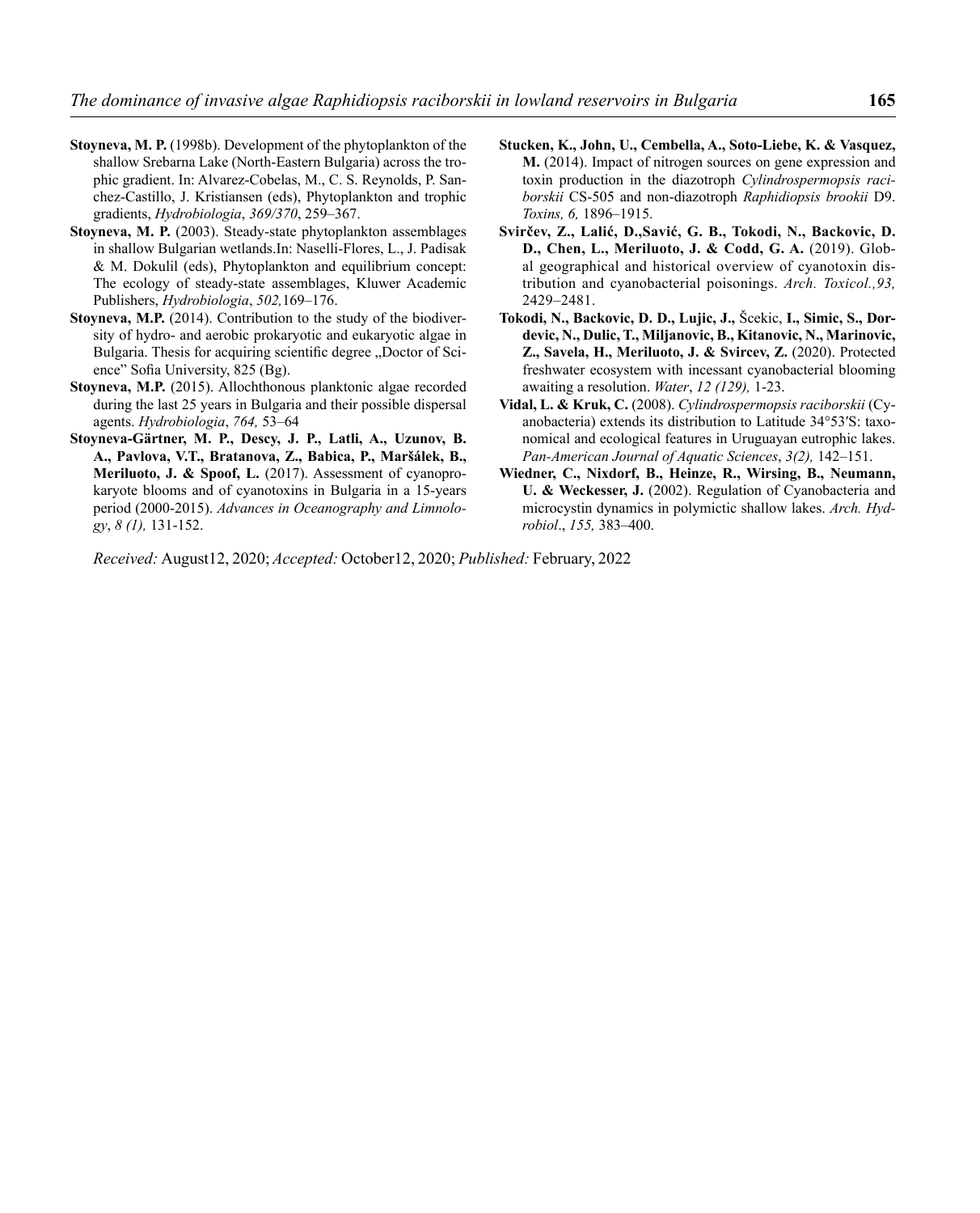**Stoyneva, M. P.** (1998b). Development of the phytoplankton of the shallow Srebarna Lake (North-Eastern Bulgaria) across the trophic gradient. In: Alvarez-Cobelas, M., C. S. Reynolds, P. Sanchez-Castillo, J. Kristiansen (eds), Phytoplankton and trophic gradients, *Hydrobiologia*, *369/370*, 259–367.

**Stoyneva, M. P.** (2003). Steady-state phytoplankton assemblages in shallow Bulgarian wetlands.In: Naselli-Flores, L., J. Padisak & M. Dokulil (eds), Phytoplankton and equilibrium concept: The ecology of steady-state assemblages, Kluwer Academic Publishers, *Hydrobiologia*, *502,*169–176.

**Stoyneva, M.P.** (2014). Contribution to the study of the biodiversity of hydro- and aerobic prokaryotic and eukaryotic algae in Bulgaria. Thesis for acquiring scientific degree „Doctor of Science" Sofia University, 825 (Bg).

**Stoyneva, M.P.** (2015). Allochthonous planktonic algae recorded during the last 25 years in Bulgaria and their possible dispersal agents. *Hydrobiologia*, *764,* 53–64

**Stoyneva-Gärtner, M. P., Descy, J. P., Latli, A., Uzunov, B. A., Pavlova, V.T., Bratanova, Z., Babica, P., Maršálek, B., Meriluoto, J. & Spoof, L.** (2017). Assessment of cyanoprokaryote blooms and of cyanotoxins in Bulgaria in a 15-years period (2000-2015). *Advances in Oceanography and Limnology*, *8 (1),* 131-152.

**Stucken, K., John, U., Cembella, A., Soto-Liebe, K. & Vasquez, M.** (2014). Impact of nitrogen sources on gene expression and toxin production in the diazotroph *Cylindrospermopsis raciborskii* CS-505 and non-diazotroph *Raphidiopsis brookii* D9. *Toxins, 6,* 1896–1915.

**Svirčev, Z., Lalić, D.,Savić, G. B., Tokodi, N., Backovic, D. D., Chen, L., Meriluoto, J. & Codd, G. A.** (2019). Global geographical and historical overview of cyanotoxin distribution and cyanobacterial poisonings. *Arch. Toxicol.,93,* 2429–2481.

**Tokodi, N., Backovic, D. D., Lujic, J.,** Šcekic, **I., Simic, S., Dordevic, N., Dulic, T., Miljanovic, B., Kitanovic, N., Marinovic, Z., Savela, H., Meriluoto, J. & Svircev, Z.** (2020). Protected freshwater ecosystem with incessant cyanobacterial blooming awaiting a resolution. *Water*, *12 (129),* 1-23.

**Vidal, L. & Kruk, C.** (2008). *Cylindrospermopsis raciborskii* (Cyanobacteria) extends its distribution to Latitude 34°53′S: taxonomical and ecological features in Uruguayan eutrophic lakes. *Pan-American Journal of Aquatic Sciences*, *3(2),* 142–151.

**Wiedner, C., Nixdorf, B., Heinze, R., Wirsing, B., Neumann, U. & Weckesser, J.** (2002). Regulation of Cyanobacteria and microcystin dynamics in polymictic shallow lakes. *Arch. Hydrobiol*., *155,* 383–400.

*Received:* August12, 2020; *Accepted:* October12, 2020; *Published:* February, 2022